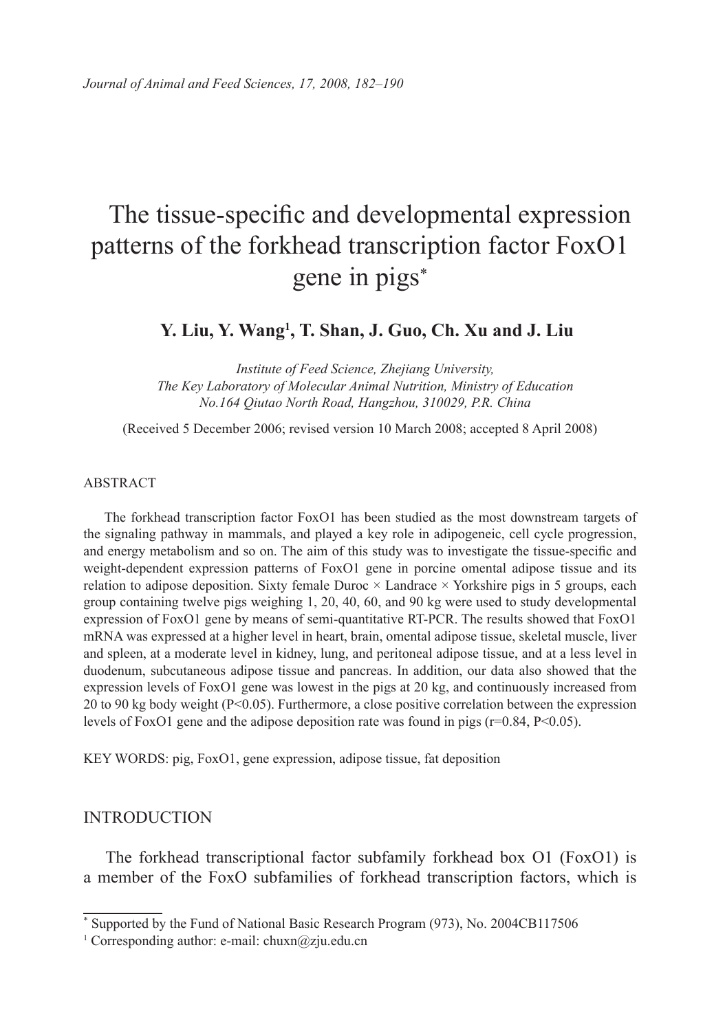# The tissue-specific and developmental expression patterns of the forkhead transcription factor FoxO1 gene in pigs*

**Y. Liu, Y. Wang[1], T. Shan, J. Guo, Ch. Xu and J. Liu**

*Institute of Feed Science, Zhejiang University,*
*The Key Laboratory of Molecular Animal Nutrition, Ministry of Education*
*No.164 Qiutao North Road, Hangzhou, 310029, P.R. China*

(Received 5 December 2006; revised version 10 March 2008; accepted 8 April 2008)

## ABSTRACT

The forkhead transcription factor FoxO1 has been studied as the most downstream targets of the signaling pathway in mammals, and played a key role in adipogeneic, cell cycle progression, and energy metabolism and so on. The aim of this study was to investigate the tissue-specific and weight-dependent expression patterns of FoxO1 gene in porcine omental adipose tissue and its relation to adipose deposition. Sixty female Duroc × Landrace × Yorkshire pigs in 5 groups, each group containing twelve pigs weighing 1, 20, 40, 60, and 90 kg were used to study developmental expression of FoxO1 gene by means of semi-quantitative RT-PCR. The results showed that FoxO1 mRNA was expressed at a higher level in heart, brain, omental adipose tissue, skeletal muscle, liver and spleen, at a moderate level in kidney, lung, and peritoneal adipose tissue, and at a less level in duodenum, subcutaneous adipose tissue and pancreas. In addition, our data also showed that the expression levels of FoxO1 gene was lowest in the pigs at 20 kg, and continuously increased from 20 to 90 kg body weight ($P<0.05$). Furthermore, a close positive correlation between the expression levels of FoxO1 gene and the adipose deposition rate was found in pigs ($r=0.84$, $P<0.05$).

KEY WORDS: pig, FoxO1, gene expression, adipose tissue, fat deposition

## INTRODUCTION

The forkhead transcriptional factor subfamily forkhead box O1 (FoxO1) is a member of the FoxO subfamilies of forkhead transcription factors, which is

---

\* Supported by the Fund of National Basic Research Program (973), No. 2004CB117506

[1] Corresponding author: e-mail: chuxn@zju.edu.cn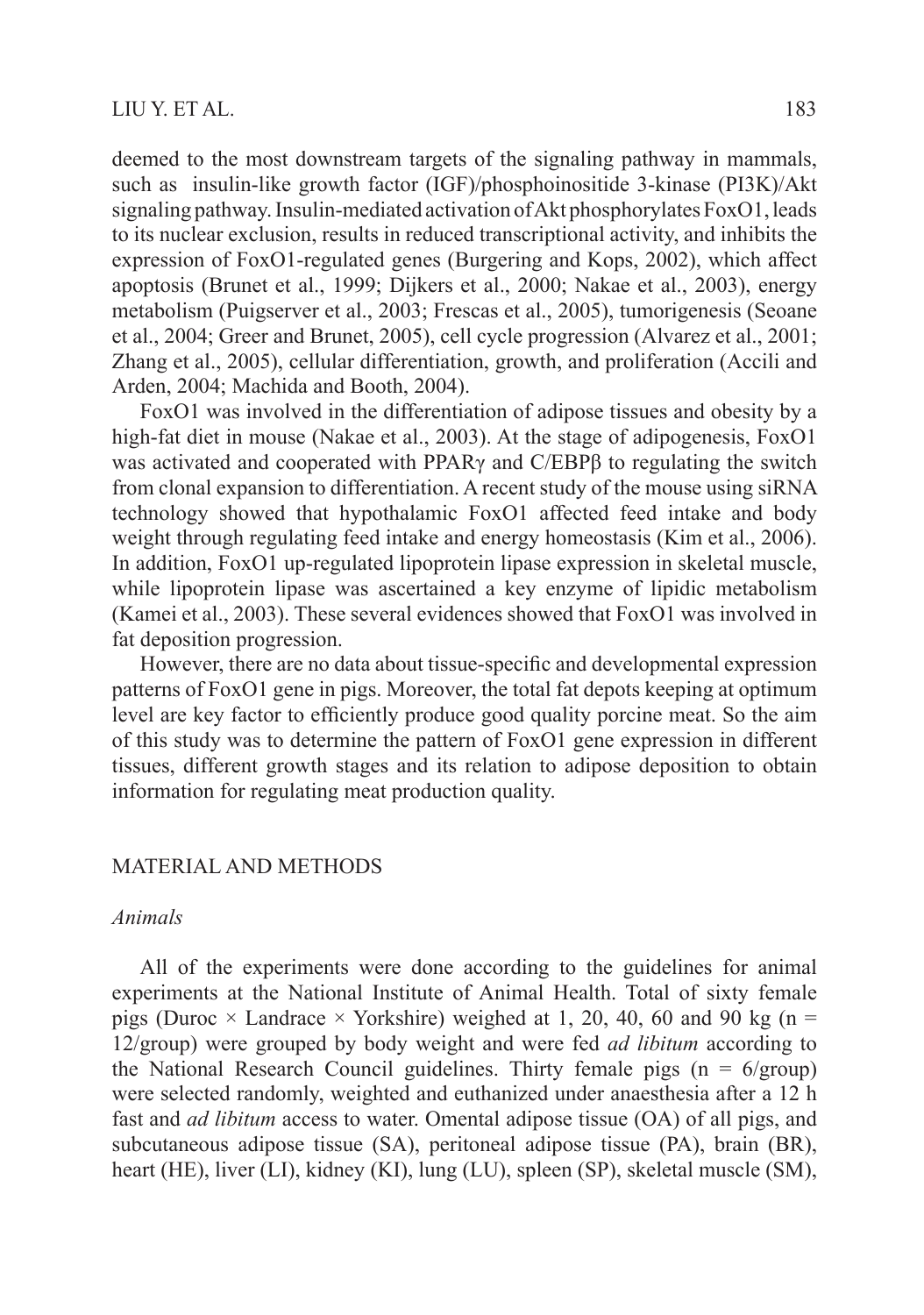deemed to the most downstream targets of the signaling pathway in mammals, such as insulin-like growth factor (IGF)/phosphoinositide 3-kinase (PI3K)/Akt signaling pathway. Insulin-mediated activation of Akt phosphorylates FoxO1, leads to its nuclear exclusion, results in reduced transcriptional activity, and inhibits the expression of FoxO1-regulated genes (Burgering and Kops, 2002), which affect apoptosis (Brunet et al., 1999; Dijkers et al., 2000; Nakae et al., 2003), energy metabolism (Puigserver et al., 2003; Frescas et al., 2005), tumorigenesis (Seoane et al., 2004; Greer and Brunet, 2005), cell cycle progression (Alvarez et al., 2001; Zhang et al., 2005), cellular differentiation, growth, and proliferation (Accili and Arden, 2004; Machida and Booth, 2004).

FoxO1 was involved in the differentiation of adipose tissues and obesity by a high-fat diet in mouse (Nakae et al., 2003). At the stage of adipogenesis, FoxO1 was activated and cooperated with PPARγ and C/EBPβ to regulating the switch from clonal expansion to differentiation. A recent study of the mouse using siRNA technology showed that hypothalamic FoxO1 affected feed intake and body weight through regulating feed intake and energy homeostasis (Kim et al., 2006). In addition, FoxO1 up-regulated lipoprotein lipase expression in skeletal muscle, while lipoprotein lipase was ascertained a key enzyme of lipidic metabolism (Kamei et al., 2003). These several evidences showed that FoxO1 was involved in fat deposition progression.

However, there are no data about tissue-specific and developmental expression patterns of FoxO1 gene in pigs. Moreover, the total fat depots keeping at optimum level are key factor to efficiently produce good quality porcine meat. So the aim of this study was to determine the pattern of FoxO1 gene expression in different tissues, different growth stages and its relation to adipose deposition to obtain information for regulating meat production quality.

## MATERIAL AND METHODS

### *Animals*

All of the experiments were done according to the guidelines for animal experiments at the National Institute of Animal Health. Total of sixty female pigs (Duroc × Landrace × Yorkshire) weighed at 1, 20, 40, 60 and 90 kg (n = 12/group) were grouped by body weight and were fed *ad libitum* according to the National Research Council guidelines. Thirty female pigs (n = 6/group) were selected randomly, weighted and euthanized under anaesthesia after a 12 h fast and *ad libitum* access to water. Omental adipose tissue (OA) of all pigs, and subcutaneous adipose tissue (SA), peritoneal adipose tissue (PA), brain (BR), heart (HE), liver (LI), kidney (KI), lung (LU), spleen (SP), skeletal muscle (SM),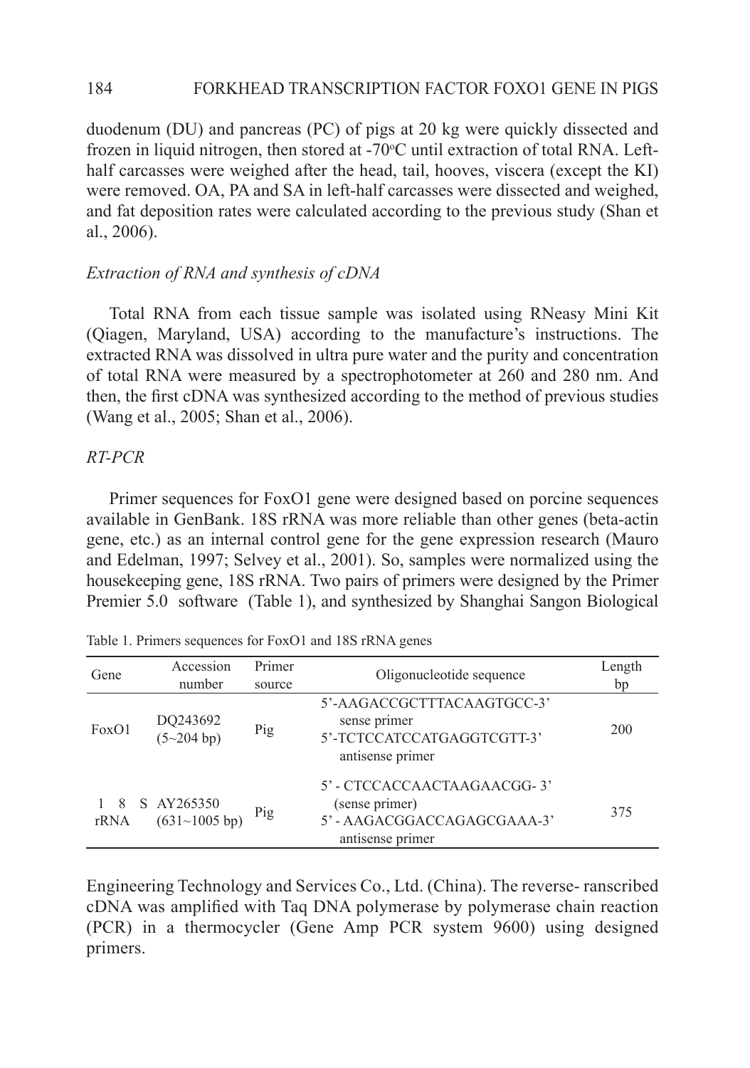duodenum (DU) and pancreas (PC) of pigs at 20 kg were quickly dissected and frozen in liquid nitrogen, then stored at -70°C until extraction of total RNA. Left-half carcasses were weighed after the head, tail, hooves, viscera (except the KI) were removed. OA, PA and SA in left-half carcasses were dissected and weighed, and fat deposition rates were calculated according to the previous study (Shan et al., 2006).

*Extraction of RNA and synthesis of cDNA*

Total RNA from each tissue sample was isolated using RNeasy Mini Kit (Qiagen, Maryland, USA) according to the manufacture's instructions. The extracted RNA was dissolved in ultra pure water and the purity and concentration of total RNA were measured by a spectrophotometer at 260 and 280 nm. And then, the first cDNA was synthesized according to the method of previous studies (Wang et al., 2005; Shan et al., 2006).

*RT-PCR*

Primer sequences for FoxO1 gene were designed based on porcine sequences available in GenBank. 18S rRNA was more reliable than other genes (beta-actin gene, etc.) as an internal control gene for the gene expression research (Mauro and Edelman, 1997; Selvey et al., 2001). So, samples were normalized using the housekeeping gene, 18S rRNA. Two pairs of primers were designed by the Primer Premier 5.0 software (Table 1), and synthesized by Shanghai Sangon Biological Engineering Technology and Services Co., Ltd. (China). The reverse- ranscribed cDNA was amplified with Taq DNA polymerase by polymerase chain reaction (PCR) in a thermocycler (Gene Amp PCR system 9600) using designed primers.

Table 1. Primers sequences for FoxO1 and 18S rRNA genes

| Gene | Accession number | Primer source | Oligonucleotide sequence | Length bp |
|---|---|---|---|---|
| FoxO1 | DQ243692 (5~204 bp) | Pig | 5'-AAGACCGCTTTACAAGTGCC-3' sense primer<br>5'-TCTCCATCCATGAGGTCGTT-3' antisense primer | 200 |
| 18S rRNA | AY265350 (631~1005 bp) | Pig | 5' - CTCCACCAACTAAGAACGG- 3' (sense primer)<br>5' - AAGACGGACCAGAGCGAAA-3' antisense primer | 375 |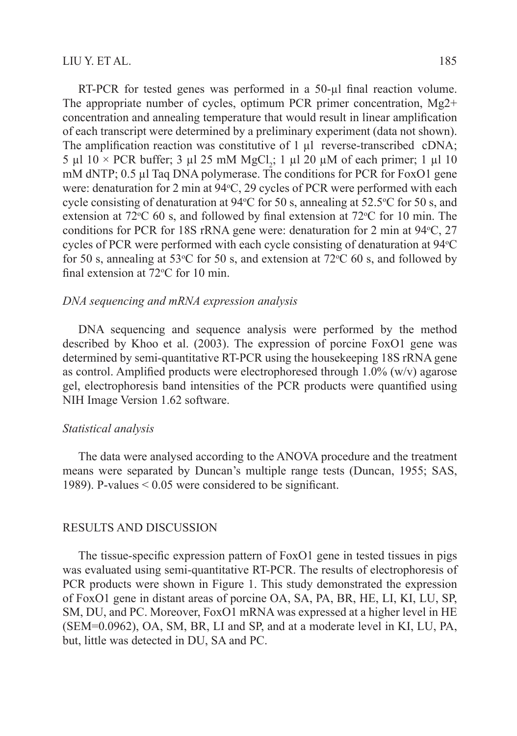RT-PCR for tested genes was performed in a 50-μl final reaction volume. The appropriate number of cycles, optimum PCR primer concentration, Mg2+ concentration and annealing temperature that would result in linear amplification of each transcript were determined by a preliminary experiment (data not shown). The amplification reaction was constitutive of 1 μl reverse-transcribed cDNA; 5 μl 10 × PCR buffer; 3 μl 25 mM $MgCl_2$; 1 μl 20 μM of each primer; 1 μl 10 mM dNTP; 0.5 μl Taq DNA polymerase. The conditions for PCR for FoxO1 gene were: denaturation for 2 min at 94°C, 29 cycles of PCR were performed with each cycle consisting of denaturation at 94°C for 50 s, annealing at 52.5°C for 50 s, and extension at 72°C 60 s, and followed by final extension at 72°C for 10 min. The conditions for PCR for 18S rRNA gene were: denaturation for 2 min at 94°C, 27 cycles of PCR were performed with each cycle consisting of denaturation at 94°C for 50 s, annealing at 53°C for 50 s, and extension at 72°C 60 s, and followed by final extension at 72°C for 10 min.

### *DNA sequencing and mRNA expression analysis*

DNA sequencing and sequence analysis were performed by the method described by Khoo et al. (2003). The expression of porcine FoxO1 gene was determined by semi-quantitative RT-PCR using the housekeeping 18S rRNA gene as control. Amplified products were electrophoresed through 1.0% (w/v) agarose gel, electrophoresis band intensities of the PCR products were quantified using NIH Image Version 1.62 software.

### *Statistical analysis*

The data were analysed according to the ANOVA procedure and the treatment means were separated by Duncan's multiple range tests (Duncan, 1955; SAS, 1989). P-values < 0.05 were considered to be significant.

## RESULTS AND DISCUSSION

The tissue-specific expression pattern of FoxO1 gene in tested tissues in pigs was evaluated using semi-quantitative RT-PCR. The results of electrophoresis of PCR products were shown in Figure 1. This study demonstrated the expression of FoxO1 gene in distant areas of porcine OA, SA, PA, BR, HE, LI, KI, LU, SP, SM, DU, and PC. Moreover, FoxO1 mRNA was expressed at a higher level in HE (SEM=0.0962), OA, SM, BR, LI and SP, and at a moderate level in KI, LU, PA, but, little was detected in DU, SA and PC.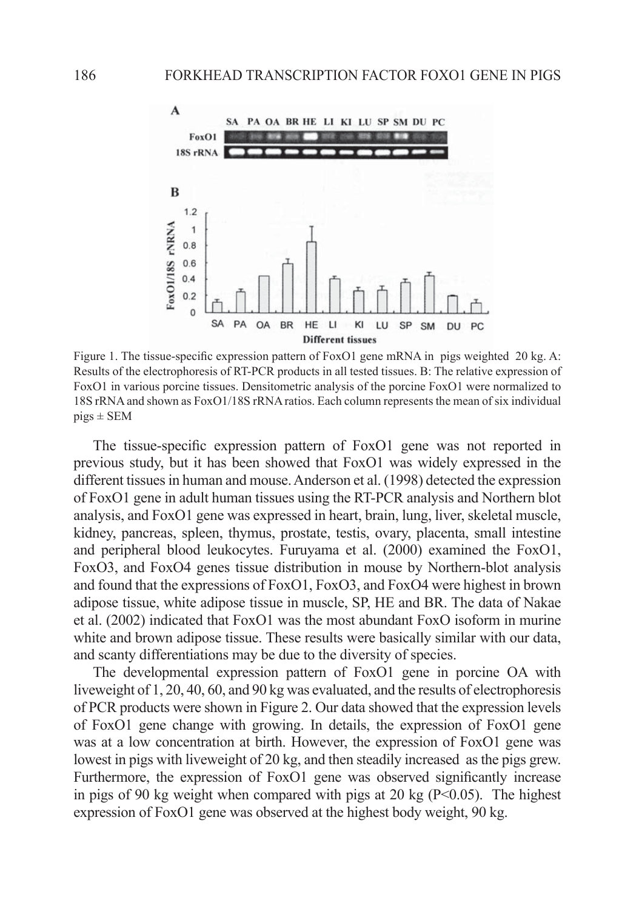Figure 1. The tissue-specific expression pattern of FoxO1 gene mRNA in pigs weighted 20 kg. A: Results of the electrophoresis of RT-PCR products in all tested tissues. B: The relative expression of FoxO1 in various porcine tissues. Densitometric analysis of the porcine FoxO1 were normalized to 18S rRNA and shown as FoxO1/18S rRNA ratios. Each column represents the mean of six individual pigs ± SEM

The tissue-specific expression pattern of FoxO1 gene was not reported in previous study, but it has been showed that FoxO1 was widely expressed in the different tissues in human and mouse. Anderson et al. (1998) detected the expression of FoxO1 gene in adult human tissues using the RT-PCR analysis and Northern blot analysis, and FoxO1 gene was expressed in heart, brain, lung, liver, skeletal muscle, kidney, pancreas, spleen, thymus, prostate, testis, ovary, placenta, small intestine and peripheral blood leukocytes. Furuyama et al. (2000) examined the FoxO1, FoxO3, and FoxO4 genes tissue distribution in mouse by Northern-blot analysis and found that the expressions of FoxO1, FoxO3, and FoxO4 were highest in brown adipose tissue, white adipose tissue in muscle, SP, HE and BR. The data of Nakae et al. (2002) indicated that FoxO1 was the most abundant FoxO isoform in murine white and brown adipose tissue. These results were basically similar with our data, and scanty differentiations may be due to the diversity of species.

The developmental expression pattern of FoxO1 gene in porcine OA with liveweight of 1, 20, 40, 60, and 90 kg was evaluated, and the results of electrophoresis of PCR products were shown in Figure 2. Our data showed that the expression levels of FoxO1 gene change with growing. In details, the expression of FoxO1 gene was at a low concentration at birth. However, the expression of FoxO1 gene was lowest in pigs with liveweight of 20 kg, and then steadily increased as the pigs grew. Furthermore, the expression of FoxO1 gene was observed significantly increase in pigs of 90 kg weight when compared with pigs at 20 kg ($P<0.05$). The highest expression of FoxO1 gene was observed at the highest body weight, 90 kg.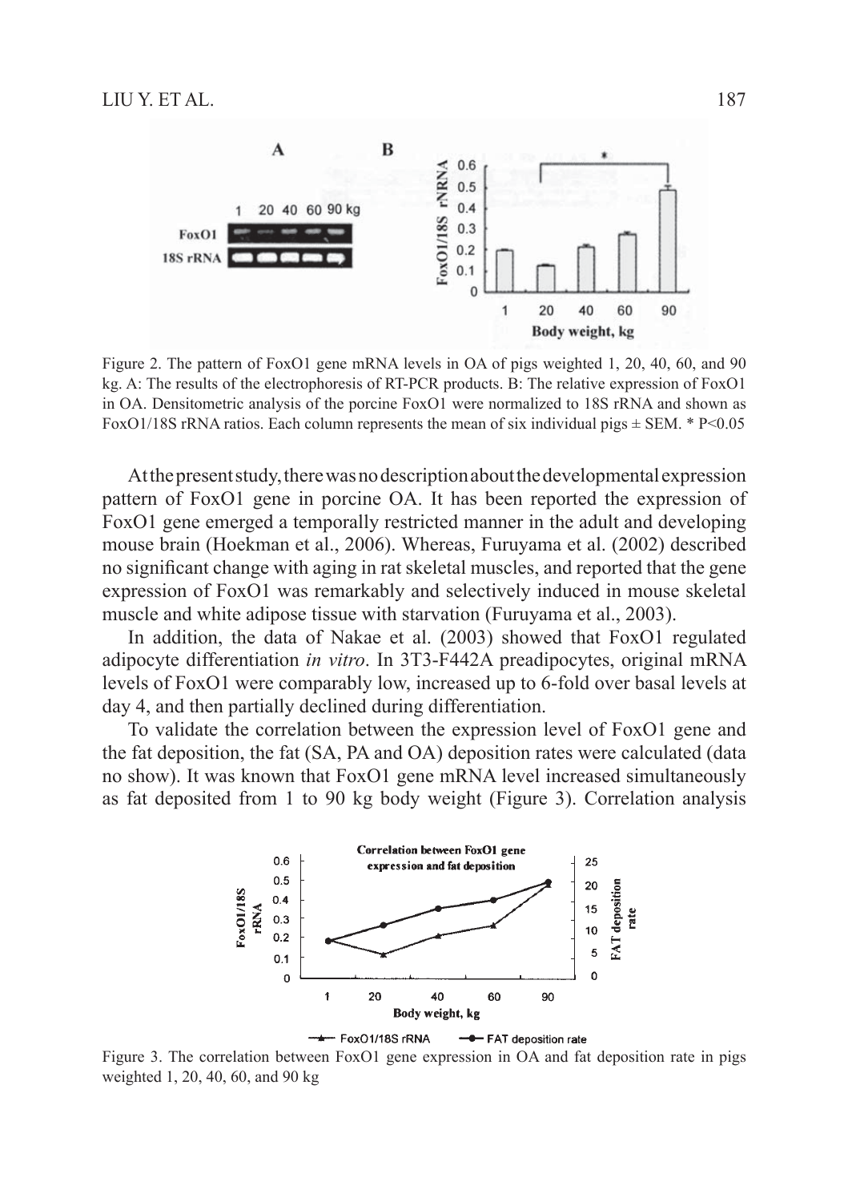Figure 2. The pattern of FoxO1 gene mRNA levels in OA of pigs weighted 1, 20, 40, 60, and 90 kg. A: The results of the electrophoresis of RT-PCR products. B: The relative expression of FoxO1 in OA. Densitometric analysis of the porcine FoxO1 were normalized to 18S rRNA and shown as FoxO1/18S rRNA ratios. Each column represents the mean of six individual pigs ± SEM. * $P<0.05$

At the present study, there was no description about the developmental expression pattern of FoxO1 gene in porcine OA. It has been reported the expression of FoxO1 gene emerged a temporally restricted manner in the adult and developing mouse brain (Hoekman et al., 2006). Whereas, Furuyama et al. (2002) described no significant change with aging in rat skeletal muscles, and reported that the gene expression of FoxO1 was remarkably and selectively induced in mouse skeletal muscle and white adipose tissue with starvation (Furuyama et al., 2003).

In addition, the data of Nakae et al. (2003) showed that FoxO1 regulated adipocyte differentiation *in vitro*. In 3T3-F442A preadipocytes, original mRNA levels of FoxO1 were comparably low, increased up to 6-fold over basal levels at day 4, and then partially declined during differentiation.

To validate the correlation between the expression level of FoxO1 gene and the fat deposition, the fat (SA, PA and OA) deposition rates were calculated (data no show). It was known that FoxO1 gene mRNA level increased simultaneously as fat deposited from 1 to 90 kg body weight (Figure 3). Correlation analysis

Figure 3. The correlation between FoxO1 gene expression in OA and fat deposition rate in pigs weighted 1, 20, 40, 60, and 90 kg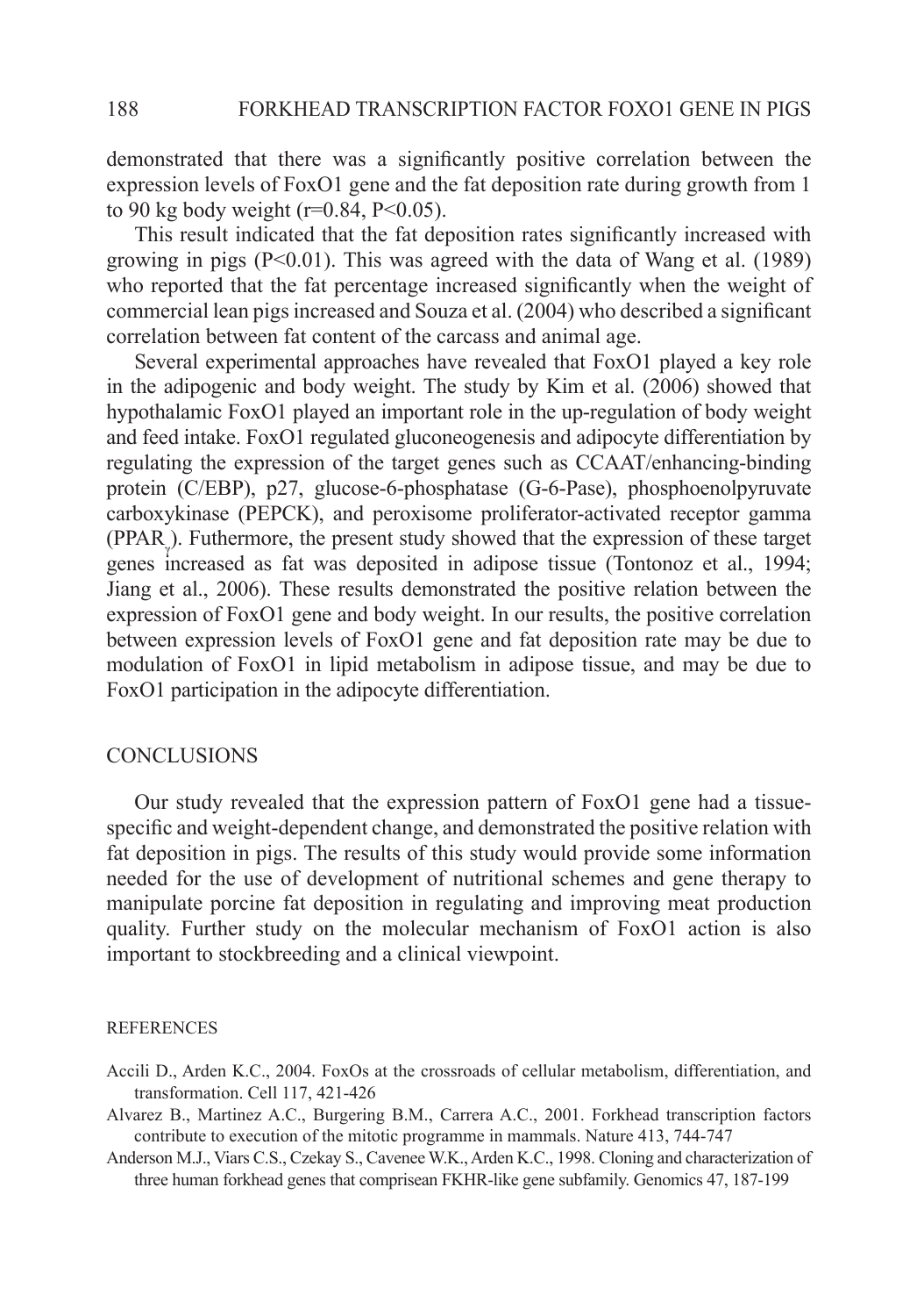demonstrated that there was a significantly positive correlation between the expression levels of FoxO1 gene and the fat deposition rate during growth from 1 to 90 kg body weight ($r=0.84$, $P<0.05$).

This result indicated that the fat deposition rates significantly increased with growing in pigs ($P<0.01$). This was agreed with the data of Wang et al. (1989) who reported that the fat percentage increased significantly when the weight of commercial lean pigs increased and Souza et al. (2004) who described a significant correlation between fat content of the carcass and animal age.

Several experimental approaches have revealed that FoxO1 played a key role in the adipogenic and body weight. The study by Kim et al. (2006) showed that hypothalamic FoxO1 played an important role in the up-regulation of body weight and feed intake. FoxO1 regulated gluconeogenesis and adipocyte differentiation by regulating the expression of the target genes such as CCAAT/enhancing-binding protein (C/EBP), p27, glucose-6-phosphatase (G-6-Pase), phosphoenolpyruvate carboxykinase (PEPCK), and peroxisome proliferator-activated receptor gamma ($PPAR_{\gamma}$). Futhermore, the present study showed that the expression of these target genes increased as fat was deposited in adipose tissue (Tontonoz et al., 1994; Jiang et al., 2006). These results demonstrated the positive relation between the expression of FoxO1 gene and body weight. In our results, the positive correlation between expression levels of FoxO1 gene and fat deposition rate may be due to modulation of FoxO1 in lipid metabolism in adipose tissue, and may be due to FoxO1 participation in the adipocyte differentiation.

## CONCLUSIONS

Our study revealed that the expression pattern of FoxO1 gene had a tissue-specific and weight-dependent change, and demonstrated the positive relation with fat deposition in pigs. The results of this study would provide some information needed for the use of development of nutritional schemes and gene therapy to manipulate porcine fat deposition in regulating and improving meat production quality. Further study on the molecular mechanism of FoxO1 action is also important to stockbreeding and a clinical viewpoint.

## REFERENCES

Accili D., Arden K.C., 2004. FoxOs at the crossroads of cellular metabolism, differentiation, and transformation. Cell 117, 421-426

Alvarez B., Martinez A.C., Burgering B.M., Carrera A.C., 2001. Forkhead transcription factors contribute to execution of the mitotic programme in mammals. Nature 413, 744-747

Anderson M.J., Viars C.S., Czekay S., Cavenee W.K., Arden K.C., 1998. Cloning and characterization of three human forkhead genes that comprisean FKHR-like gene subfamily. Genomics 47, 187-199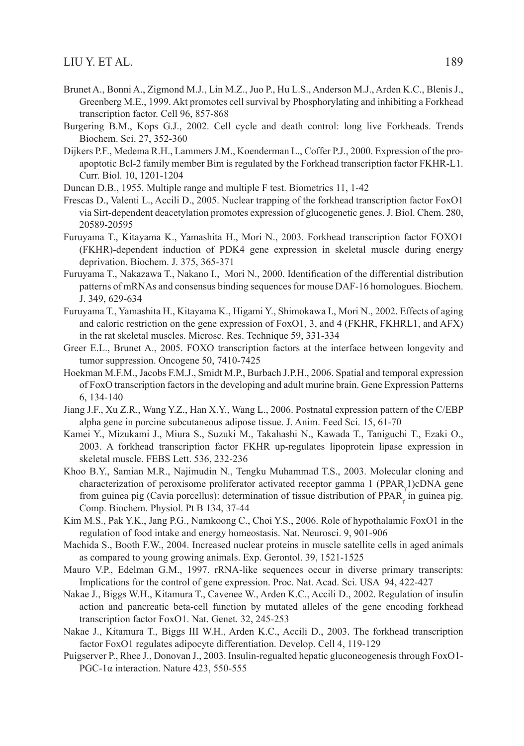Brunet A., Bonni A., Zigmond M.J., Lin M.Z., Juo P., Hu L.S., Anderson M.J., Arden K.C., Blenis J., Greenberg M.E., 1999. Akt promotes cell survival by Phosphorylating and inhibiting a Forkhead transcription factor. Cell 96, 857-868

Burgering B.M., Kops G.J., 2002. Cell cycle and death control: long live Forkheads. Trends Biochem. Sci. 27, 352-360

Dijkers P.F., Medema R.H., Lammers J.M., Koenderman L., Coffer P.J., 2000. Expression of the pro-apoptotic Bcl-2 family member Bim is regulated by the Forkhead transcription factor FKHR-L1. Curr. Biol. 10, 1201-1204

Duncan D.B., 1955. Multiple range and multiple F test. Biometrics 11, 1-42

Frescas D., Valenti L., Accili D., 2005. Nuclear trapping of the forkhead transcription factor FoxO1 via Sirt-dependent deacetylation promotes expression of glucogenetic genes. J. Biol. Chem. 280, 20589-20595

Furuyama T., Kitayama K., Yamashita H., Mori N., 2003. Forkhead transcription factor FOXO1 (FKHR)-dependent induction of PDK4 gene expression in skeletal muscle during energy deprivation. Biochem. J. 375, 365-371

Furuyama T., Nakazawa T., Nakano I., Mori N., 2000. Identification of the differential distribution patterns of mRNAs and consensus binding sequences for mouse DAF-16 homologues. Biochem. J. 349, 629-634

Furuyama T., Yamashita H., Kitayama K., Higami Y., Shimokawa I., Mori N., 2002. Effects of aging and caloric restriction on the gene expression of FoxO1, 3, and 4 (FKHR, FKHRL1, and AFX) in the rat skeletal muscles. Microsc. Res. Technique 59, 331-334

Greer E.L., Brunet A., 2005. FOXO transcription factors at the interface between longevity and tumor suppression. Oncogene 50, 7410-7425

Hoekman M.F.M., Jacobs F.M.J., Smidt M.P., Burbach J.P.H., 2006. Spatial and temporal expression of FoxO transcription factors in the developing and adult murine brain. Gene Expression Patterns 6, 134-140

Jiang J.F., Xu Z.R., Wang Y.Z., Han X.Y., Wang L., 2006. Postnatal expression pattern of the C/EBP alpha gene in porcine subcutaneous adipose tissue. J. Anim. Feed Sci. 15, 61-70

Kamei Y., Mizukami J., Miura S., Suzuki M., Takahashi N., Kawada T., Taniguchi T., Ezaki O., 2003. A forkhead transcription factor FKHR up-regulates lipoprotein lipase expression in skeletal muscle. FEBS Lett. 536, 232-236

Khoo B.Y., Samian M.R., Najimudin N., Tengku Muhammad T.S., 2003. Molecular cloning and characterization of peroxisome proliferator activated receptor gamma 1 ($PPAR_{\gamma}1$)cDNA gene from guinea pig (Cavia porcellus): determination of tissue distribution of $PPAR_{\gamma}$ in guinea pig. Comp. Biochem. Physiol. Pt B 134, 37-44

Kim M.S., Pak Y.K., Jang P.G., Namkoong C., Choi Y.S., 2006. Role of hypothalamic FoxO1 in the regulation of food intake and energy homeostasis. Nat. Neurosci. 9, 901-906

Machida S., Booth F.W., 2004. Increased nuclear proteins in muscle satellite cells in aged animals as compared to young growing animals. Exp. Gerontol. 39, 1521-1525

Mauro V.P., Edelman G.M., 1997. rRNA-like sequences occur in diverse primary transcripts: Implications for the control of gene expression. Proc. Nat. Acad. Sci. USA 94, 422-427

Nakae J., Biggs W.H., Kitamura T., Cavenee W., Arden K.C., Accili D., 2002. Regulation of insulin action and pancreatic beta-cell function by mutated alleles of the gene encoding forkhead transcription factor FoxO1. Nat. Genet. 32, 245-253

Nakae J., Kitamura T., Biggs III W.H., Arden K.C., Accili D., 2003. The forkhead transcription factor FoxO1 regulates adipocyte differentiation. Develop. Cell 4, 119-129

Puigserver P., Rhee J., Donovan J., 2003. Insulin-regualted hepatic gluconeogenesis through FoxO1-PGC-1α interaction. Nature 423, 550-555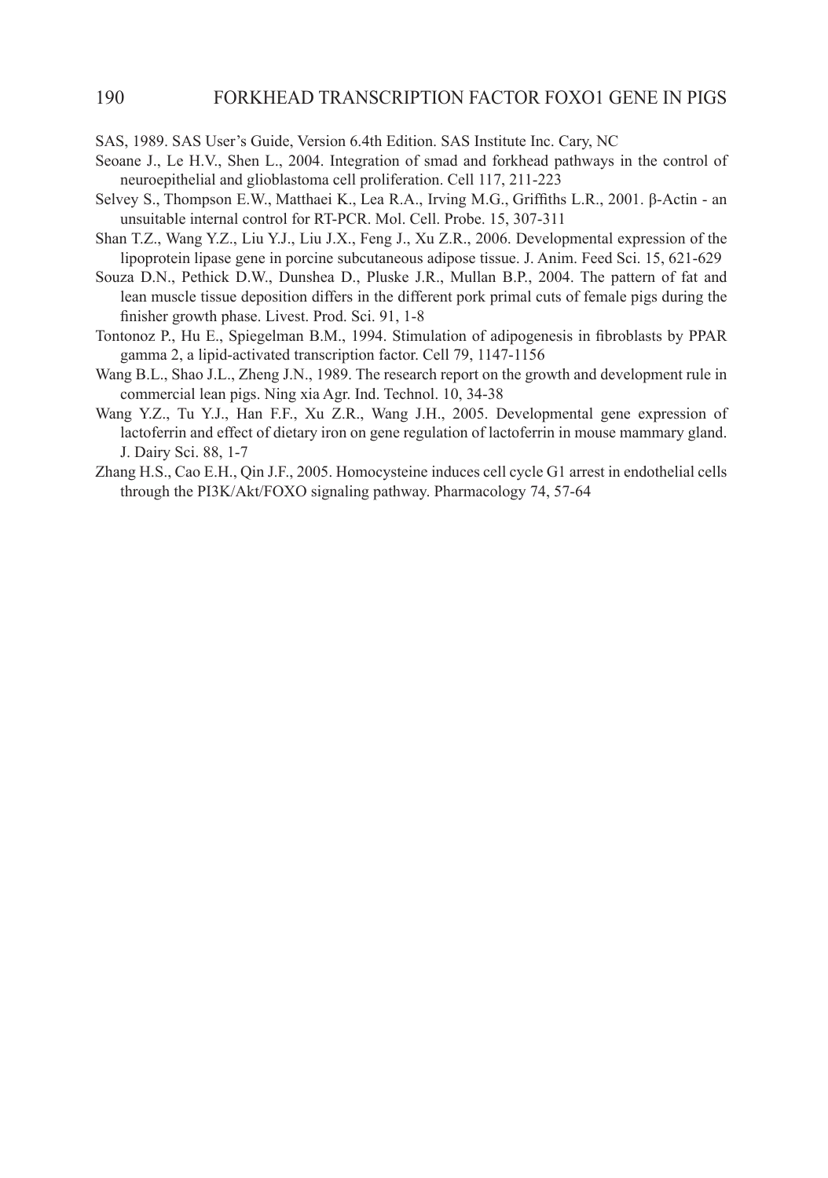SAS, 1989. SAS User's Guide, Version 6.4th Edition. SAS Institute Inc. Cary, NC

Seoane J., Le H.V., Shen L., 2004. Integration of smad and forkhead pathways in the control of neuroepithelial and glioblastoma cell proliferation. Cell 117, 211-223

Selvey S., Thompson E.W., Matthaei K., Lea R.A., Irving M.G., Griffiths L.R., 2001. β-Actin - an unsuitable internal control for RT-PCR. Mol. Cell. Probe. 15, 307-311

Shan T.Z., Wang Y.Z., Liu Y.J., Liu J.X., Feng J., Xu Z.R., 2006. Developmental expression of the lipoprotein lipase gene in porcine subcutaneous adipose tissue. J. Anim. Feed Sci. 15, 621-629

Souza D.N., Pethick D.W., Dunshea D., Pluske J.R., Mullan B.P., 2004. The pattern of fat and lean muscle tissue deposition differs in the different pork primal cuts of female pigs during the finisher growth phase. Livest. Prod. Sci. 91, 1-8

Tontonoz P., Hu E., Spiegelman B.M., 1994. Stimulation of adipogenesis in fibroblasts by PPAR gamma 2, a lipid-activated transcription factor. Cell 79, 1147-1156

Wang B.L., Shao J.L., Zheng J.N., 1989. The research report on the growth and development rule in commercial lean pigs. Ning xia Agr. Ind. Technol. 10, 34-38

Wang Y.Z., Tu Y.J., Han F.F., Xu Z.R., Wang J.H., 2005. Developmental gene expression of lactoferrin and effect of dietary iron on gene regulation of lactoferrin in mouse mammary gland. J. Dairy Sci. 88, 1-7

Zhang H.S., Cao E.H., Qin J.F., 2005. Homocysteine induces cell cycle G1 arrest in endothelial cells through the PI3K/Akt/FOXO signaling pathway. Pharmacology 74, 57-64